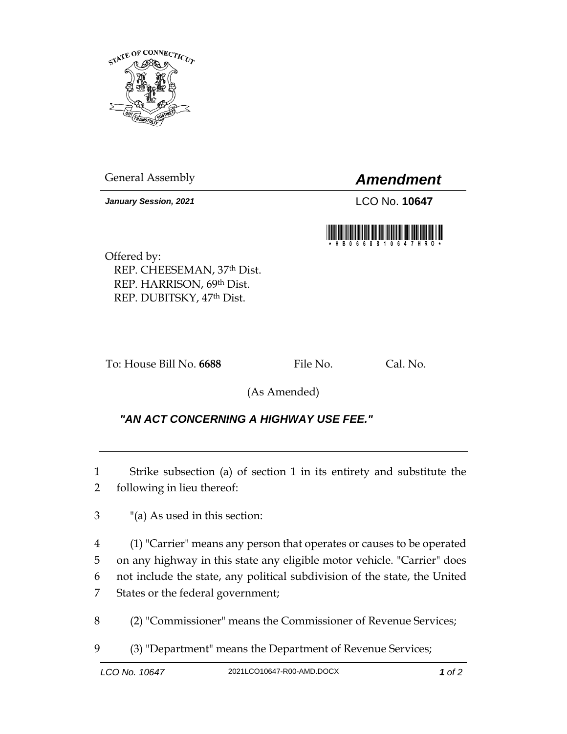General Assembly

# *Amendment*

***January Session, 2021***

LCO No. **10647**

Offered by:
REP. CHEESEMAN, 37th Dist.
REP. HARRISON, 69th Dist.
REP. DUBITSKY, 47th Dist.

To: House Bill No. **6688** File No. Cal. No.

(As Amended)

## ***"AN ACT CONCERNING A HIGHWAY USE FEE."***

1 Strike subsection (a) of section 1 in its entirety and substitute the
2 following in lieu thereof:

3 "(a) As used in this section:

4 (1) "Carrier" means any person that operates or causes to be operated
5 on any highway in this state any eligible motor vehicle. "Carrier" does
6 not include the state, any political subdivision of the state, the United
7 States or the federal government;

8 (2) "Commissioner" means the Commissioner of Revenue Services;

9 (3) "Department" means the Department of Revenue Services;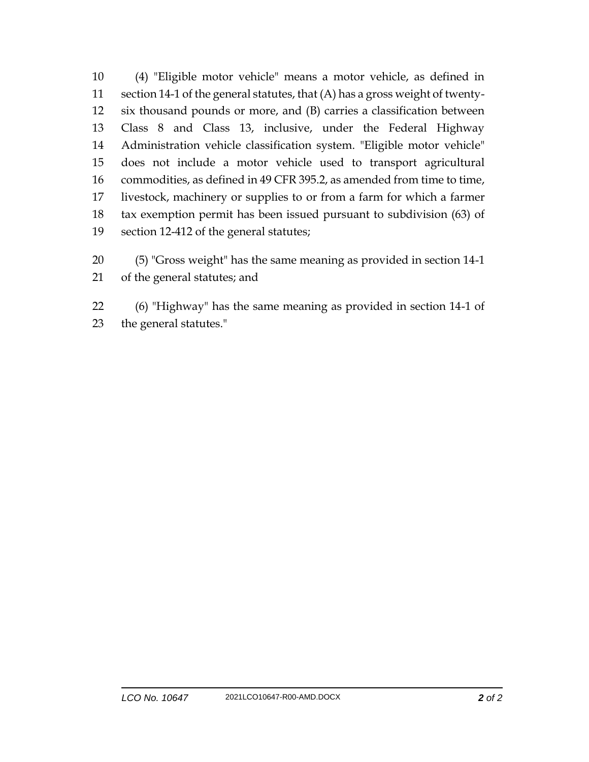(4) "Eligible motor vehicle" means a motor vehicle, as defined in section 14-1 of the general statutes, that (A) has a gross weight of twenty-six thousand pounds or more, and (B) carries a classification between Class 8 and Class 13, inclusive, under the Federal Highway Administration vehicle classification system. "Eligible motor vehicle" does not include a motor vehicle used to transport agricultural commodities, as defined in 49 CFR 395.2, as amended from time to time, livestock, machinery or supplies to or from a farm for which a farmer tax exemption permit has been issued pursuant to subdivision (63) of section 12-412 of the general statutes;

(5) "Gross weight" has the same meaning as provided in section 14-1 of the general statutes; and

(6) "Highway" has the same meaning as provided in section 14-1 of the general statutes."